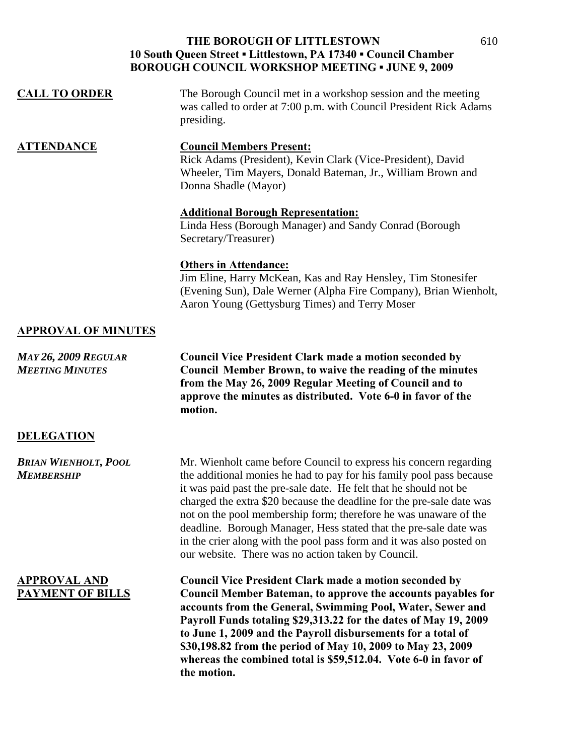# THE BOROUGH OF LITTLESTOWN
## 10 South Queen Street ▪ Littlestown, PA 17340 ▪ Council Chamber
## BOROUGH COUNCIL WORKSHOP MEETING ▪ JUNE 9, 2009

**CALL TO ORDER**

The Borough Council met in a workshop session and the meeting was called to order at 7:00 p.m. with Council President Rick Adams presiding.

**ATTENDANCE**

**Council Members Present:**
Rick Adams (President), Kevin Clark (Vice-President), David Wheeler, Tim Mayers, Donald Bateman, Jr., William Brown and Donna Shadle (Mayor)

**Additional Borough Representation:**
Linda Hess (Borough Manager) and Sandy Conrad (Borough Secretary/Treasurer)

**Others in Attendance:**
Jim Eline, Harry McKean, Kas and Ray Hensley, Tim Stonesifer (Evening Sun), Dale Werner (Alpha Fire Company), Brian Wienholt, Aaron Young (Gettysburg Times) and Terry Moser

**APPROVAL OF MINUTES**

***MAY 26, 2009 REGULAR MEETING MINUTES***

**Council Vice President Clark made a motion seconded by Council Member Brown, to waive the reading of the minutes from the May 26, 2009 Regular Meeting of Council and to approve the minutes as distributed. Vote 6-0 in favor of the motion.**

**DELEGATION**

***BRIAN WIENHOLT, POOL MEMBERSHIP***

Mr. Wienholt came before Council to express his concern regarding the additional monies he had to pay for his family pool pass because it was paid past the pre-sale date. He felt that he should not be charged the extra $20 because the deadline for the pre-sale date was not on the pool membership form; therefore he was unaware of the deadline. Borough Manager, Hess stated that the pre-sale date was in the crier along with the pool pass form and it was also posted on our website. There was no action taken by Council.

**APPROVAL AND PAYMENT OF BILLS**

**Council Vice President Clark made a motion seconded by Council Member Bateman, to approve the accounts payables for accounts from the General, Swimming Pool, Water, Sewer and Payroll Funds totaling $29,313.22 for the dates of May 19, 2009 to June 1, 2009 and the Payroll disbursements for a total of $30,198.82 from the period of May 10, 2009 to May 23, 2009 whereas the combined total is $59,512.04. Vote 6-0 in favor of the motion.**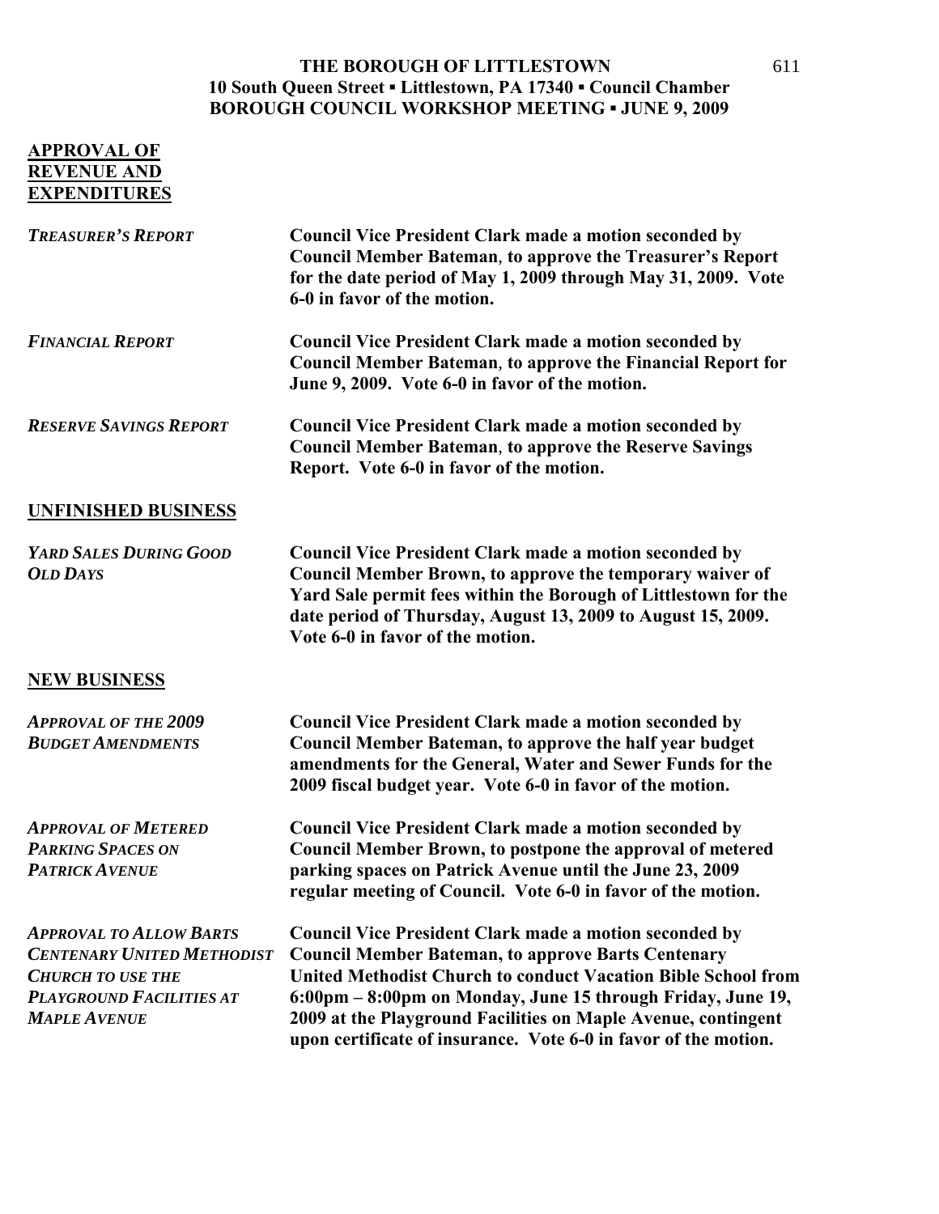**THE BOROUGH OF LITTLESTOWN**
**10 South Queen Street ▪ Littlestown, PA 17340 ▪ Council Chamber**
**BOROUGH COUNCIL WORKSHOP MEETING ▪ JUNE 9, 2009**

## APPROVAL OF REVENUE AND EXPENDITURES

***TREASURER'S REPORT***

**Council Vice President Clark made a motion seconded by Council Member Bateman, to approve the Treasurer's Report for the date period of May 1, 2009 through May 31, 2009. Vote 6-0 in favor of the motion.**

***FINANCIAL REPORT***

**Council Vice President Clark made a motion seconded by Council Member Bateman, to approve the Financial Report for June 9, 2009. Vote 6-0 in favor of the motion.**

***RESERVE SAVINGS REPORT***

**Council Vice President Clark made a motion seconded by Council Member Bateman, to approve the Reserve Savings Report. Vote 6-0 in favor of the motion.**

## UNFINISHED BUSINESS

***YARD SALES DURING GOOD OLD DAYS***

**Council Vice President Clark made a motion seconded by Council Member Brown, to approve the temporary waiver of Yard Sale permit fees within the Borough of Littlestown for the date period of Thursday, August 13, 2009 to August 15, 2009. Vote 6-0 in favor of the motion.**

## NEW BUSINESS

***APPROVAL OF THE 2009 BUDGET AMENDMENTS***

**Council Vice President Clark made a motion seconded by Council Member Bateman, to approve the half year budget amendments for the General, Water and Sewer Funds for the 2009 fiscal budget year. Vote 6-0 in favor of the motion.**

***APPROVAL OF METERED PARKING SPACES ON PATRICK AVENUE***

**Council Vice President Clark made a motion seconded by Council Member Brown, to postpone the approval of metered parking spaces on Patrick Avenue until the June 23, 2009 regular meeting of Council. Vote 6-0 in favor of the motion.**

***APPROVAL TO ALLOW BARTS CENTENARY UNITED METHODIST CHURCH TO USE THE PLAYGROUND FACILITIES AT MAPLE AVENUE***

**Council Vice President Clark made a motion seconded by Council Member Bateman, to approve Barts Centenary United Methodist Church to conduct Vacation Bible School from 6:00pm – 8:00pm on Monday, June 15 through Friday, June 19, 2009 at the Playground Facilities on Maple Avenue, contingent upon certificate of insurance. Vote 6-0 in favor of the motion.**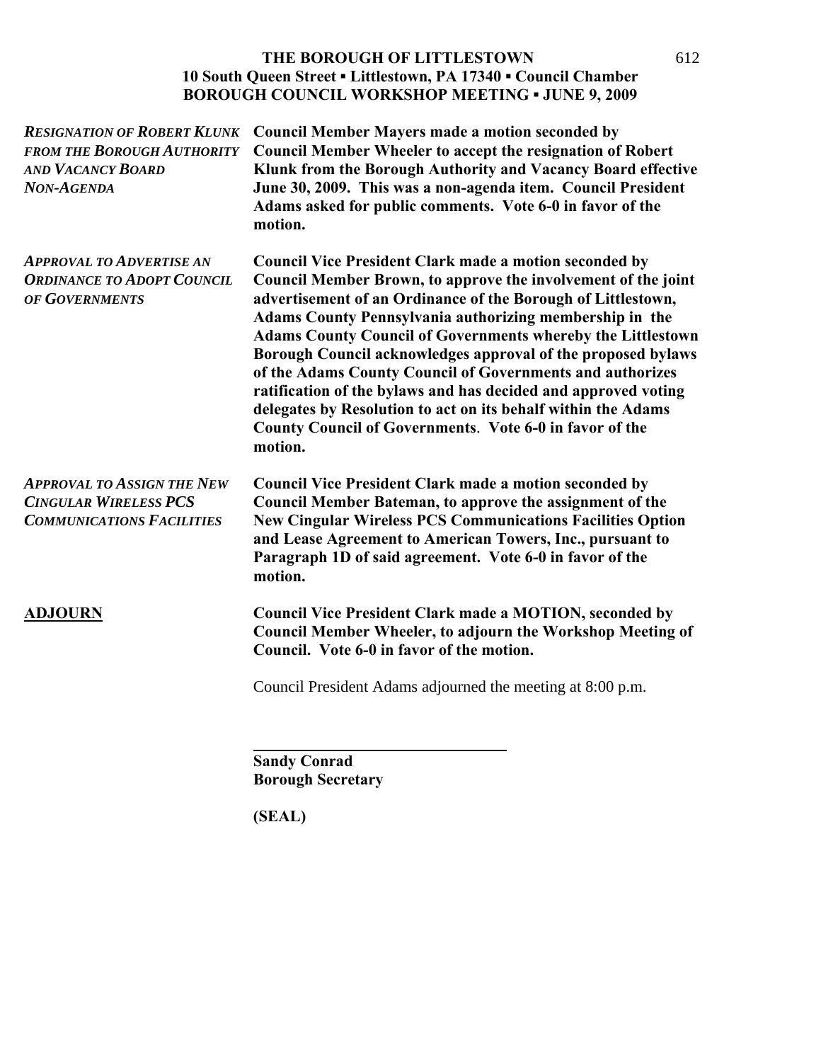**THE BOROUGH OF LITTLESTOWN**
**10 South Queen Street ▪ Littlestown, PA 17340 ▪ Council Chamber**
**BOROUGH COUNCIL WORKSHOP MEETING ▪ JUNE 9, 2009**

***RESIGNATION OF ROBERT KLUNK FROM THE BOROUGH AUTHORITY AND VACANCY BOARD NON-AGENDA***

**Council Member Mayers made a motion seconded by Council Member Wheeler to accept the resignation of Robert Klunk from the Borough Authority and Vacancy Board effective June 30, 2009. This was a non-agenda item. Council President Adams asked for public comments. Vote 6-0 in favor of the motion.**

***APPROVAL TO ADVERTISE AN ORDINANCE TO ADOPT COUNCIL OF GOVERNMENTS***

**Council Vice President Clark made a motion seconded by Council Member Brown, to approve the involvement of the joint advertisement of an Ordinance of the Borough of Littlestown, Adams County Pennsylvania authorizing membership in the Adams County Council of Governments whereby the Littlestown Borough Council acknowledges approval of the proposed bylaws of the Adams County Council of Governments and authorizes ratification of the bylaws and has decided and approved voting delegates by Resolution to act on its behalf within the Adams County Council of Governments. Vote 6-0 in favor of the motion.**

***APPROVAL TO ASSIGN THE NEW CINGULAR WIRELESS PCS COMMUNICATIONS FACILITIES***

**Council Vice President Clark made a motion seconded by Council Member Bateman, to approve the assignment of the New Cingular Wireless PCS Communications Facilities Option and Lease Agreement to American Towers, Inc., pursuant to Paragraph 1D of said agreement. Vote 6-0 in favor of the motion.**

**ADJOURN**

**Council Vice President Clark made a MOTION, seconded by Council Member Wheeler, to adjourn the Workshop Meeting of Council. Vote 6-0 in favor of the motion.**

Council President Adams adjourned the meeting at 8:00 p.m.

**Sandy Conrad**
**Borough Secretary**

**(SEAL)**